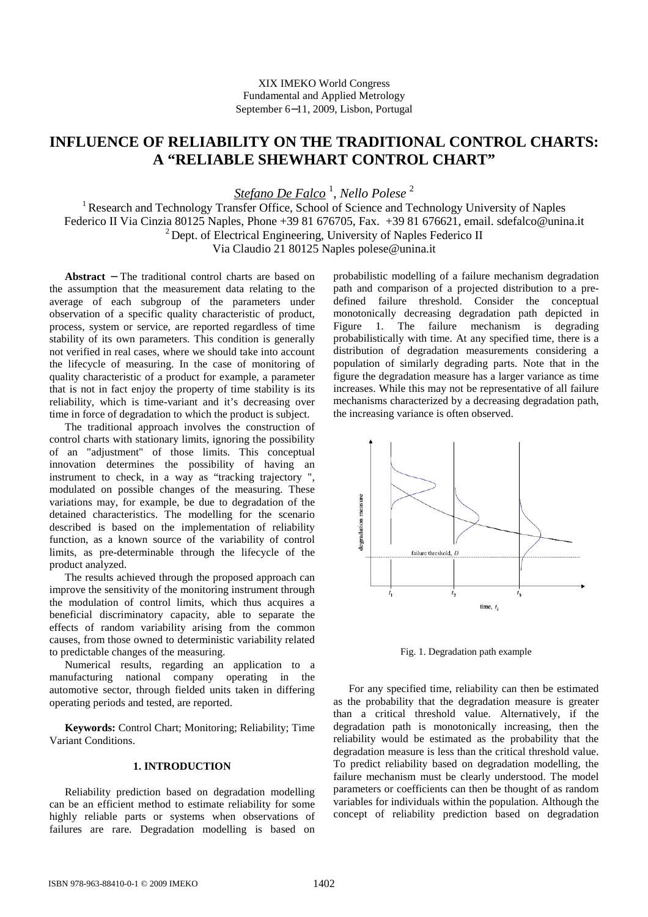XIX IMEKO World Congress
Fundamental and Applied Metrology
September 6−11, 2009, Lisbon, Portugal

# INFLUENCE OF RELIABILITY ON THE TRADITIONAL CONTROL CHARTS: A "RELIABLE SHEWHART CONTROL CHART"

*Stefano De Falco* [1], *Nello Polese* [2]

[1] Research and Technology Transfer Office, School of Science and Technology University of Naples Federico II Via Cinzia 80125 Naples, Phone +39 81 676705, Fax. +39 81 676621, email. sdefalco@unina.it
[2] Dept. of Electrical Engineering, University of Naples Federico II
Via Claudio 21 80125 Naples polese@unina.it

**Abstract** − The traditional control charts are based on the assumption that the measurement data relating to the average of each subgroup of the parameters under observation of a specific quality characteristic of product, process, system or service, are reported regardless of time stability of its own parameters. This condition is generally not verified in real cases, where we should take into account the lifecycle of measuring. In the case of monitoring of quality characteristic of a product for example, a parameter that is not in fact enjoy the property of time stability is its reliability, which is time-variant and it's decreasing over time in force of degradation to which the product is subject.

The traditional approach involves the construction of control charts with stationary limits, ignoring the possibility of an "adjustment" of those limits. This conceptual innovation determines the possibility of having an instrument to check, in a way as "tracking trajectory ", modulated on possible changes of the measuring. These variations may, for example, be due to degradation of the detained characteristics. The modelling for the scenario described is based on the implementation of reliability function, as a known source of the variability of control limits, as pre-determinable through the lifecycle of the product analyzed.

The results achieved through the proposed approach can improve the sensitivity of the monitoring instrument through the modulation of control limits, which thus acquires a beneficial discriminatory capacity, able to separate the effects of random variability arising from the common causes, from those owned to deterministic variability related to predictable changes of the measuring.

Numerical results, regarding an application to a manufacturing national company operating in the automotive sector, through fielded units taken in differing operating periods and tested, are reported.

**Keywords:** Control Chart; Monitoring; Reliability; Time Variant Conditions.

## 1. INTRODUCTION

Reliability prediction based on degradation modelling can be an efficient method to estimate reliability for some highly reliable parts or systems when observations of failures are rare. Degradation modelling is based on probabilistic modelling of a failure mechanism degradation path and comparison of a projected distribution to a pre-defined failure threshold. Consider the conceptual monotonically decreasing degradation path depicted in Figure 1. The failure mechanism is degrading probabilistically with time. At any specified time, there is a distribution of degradation measurements considering a population of similarly degrading parts. Note that in the figure the degradation measure has a larger variance as time increases. While this may not be representative of all failure mechanisms characterized by a decreasing degradation path, the increasing variance is often observed.

Fig. 1. Degradation path example

For any specified time, reliability can then be estimated as the probability that the degradation measure is greater than a critical threshold value. Alternatively, if the degradation path is monotonically increasing, then the reliability would be estimated as the probability that the degradation measure is less than the critical threshold value. To predict reliability based on degradation modelling, the failure mechanism must be clearly understood. The model parameters or coefficients can then be thought of as random variables for individuals within the population. Although the concept of reliability prediction based on degradation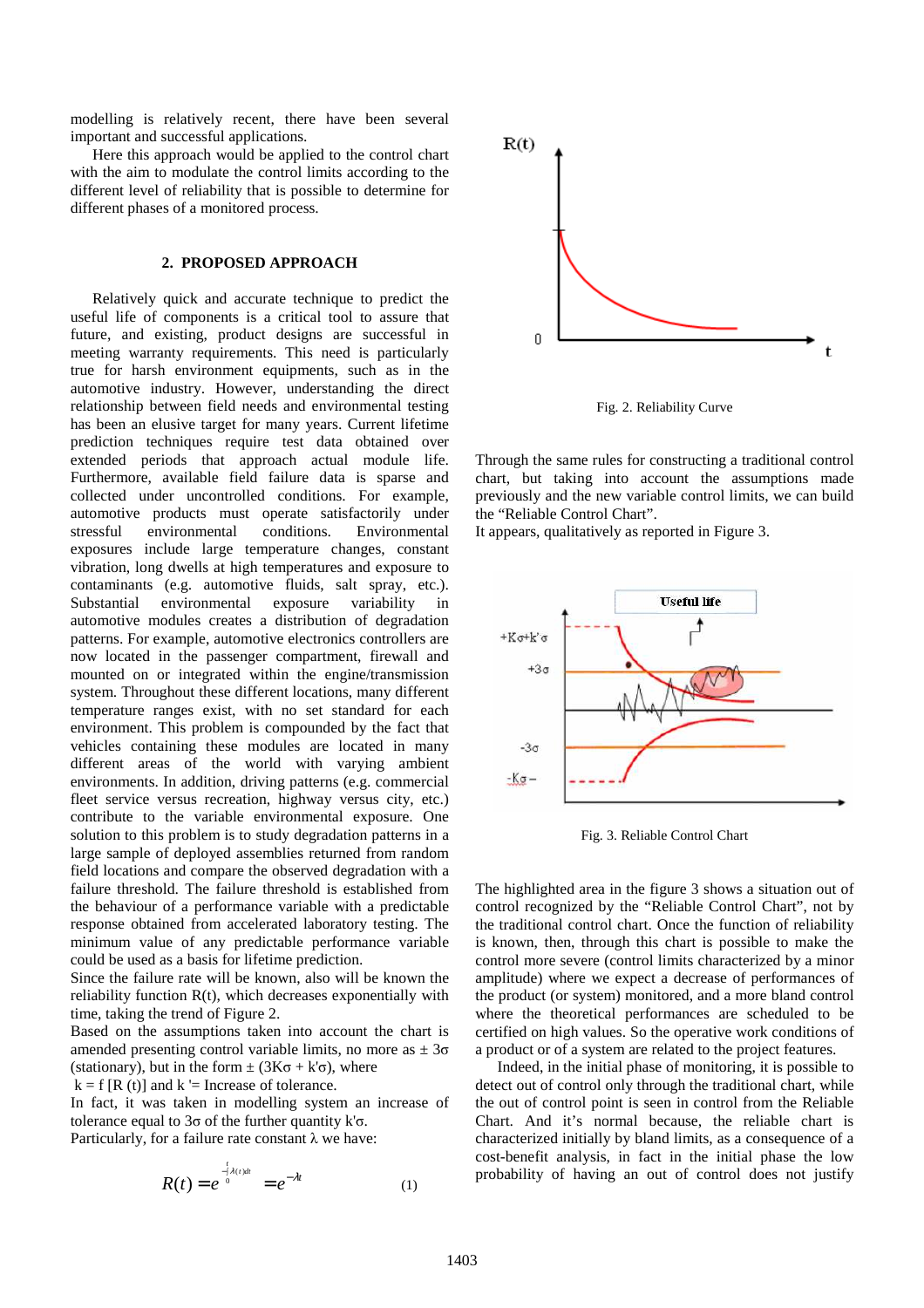modelling is relatively recent, there have been several important and successful applications.

Here this approach would be applied to the control chart with the aim to modulate the control limits according to the different level of reliability that is possible to determine for different phases of a monitored process.

## 2. PROPOSED APPROACH

Relatively quick and accurate technique to predict the useful life of components is a critical tool to assure that future, and existing, product designs are successful in meeting warranty requirements. This need is particularly true for harsh environment equipments, such as in the automotive industry. However, understanding the direct relationship between field needs and environmental testing has been an elusive target for many years. Current lifetime prediction techniques require test data obtained over extended periods that approach actual module life. Furthermore, available field failure data is sparse and collected under uncontrolled conditions. For example, automotive products must operate satisfactorily under stressful environmental conditions. Environmental exposures include large temperature changes, constant vibration, long dwells at high temperatures and exposure to contaminants (e.g. automotive fluids, salt spray, etc.). Substantial environmental exposure variability in automotive modules creates a distribution of degradation patterns. For example, automotive electronics controllers are now located in the passenger compartment, firewall and mounted on or integrated within the engine/transmission system. Throughout these different locations, many different temperature ranges exist, with no set standard for each environment. This problem is compounded by the fact that vehicles containing these modules are located in many different areas of the world with varying ambient environments. In addition, driving patterns (e.g. commercial fleet service versus recreation, highway versus city, etc.) contribute to the variable environmental exposure. One solution to this problem is to study degradation patterns in a large sample of deployed assemblies returned from random field locations and compare the observed degradation with a failure threshold. The failure threshold is established from the behaviour of a performance variable with a predictable response obtained from accelerated laboratory testing. The minimum value of any predictable performance variable could be used as a basis for lifetime prediction.

Since the failure rate will be known, also will be known the reliability function R(t), which decreases exponentially with time, taking the trend of Figure 2.

Based on the assumptions taken into account the chart is amended presenting control variable limits, no more as $\pm 3\sigma$ (stationary), but in the form $\pm (3K\sigma + k'\sigma)$, where

$k = f\,[R\,(t)]$ and $k'$= Increase of tolerance.

In fact, it was taken in modelling system an increase of tolerance equal to $3\sigma$ of the further quantity $k'\sigma$.

Particularly, for a failure rate constant $\lambda$ we have:

$$R(t) = e^{-\int_0^t \lambda(t)dt} = e^{-\lambda t} \qquad (1)$$

Fig. 2. Reliability Curve

Through the same rules for constructing a traditional control chart, but taking into account the assumptions made previously and the new variable control limits, we can build the "Reliable Control Chart".

It appears, qualitatively as reported in Figure 3.

Fig. 3. Reliable Control Chart

The highlighted area in the figure 3 shows a situation out of control recognized by the "Reliable Control Chart", not by the traditional control chart. Once the function of reliability is known, then, through this chart is possible to make the control more severe (control limits characterized by a minor amplitude) where we expect a decrease of performances of the product (or system) monitored, and a more bland control where the theoretical performances are scheduled to be certified on high values. So the operative work conditions of a product or of a system are related to the project features.

Indeed, in the initial phase of monitoring, it is possible to detect out of control only through the traditional chart, while the out of control point is seen in control from the Reliable Chart. And it's normal because, the reliable chart is characterized initially by bland limits, as a consequence of a cost-benefit analysis, in fact in the initial phase the low probability of having an out of control does not justify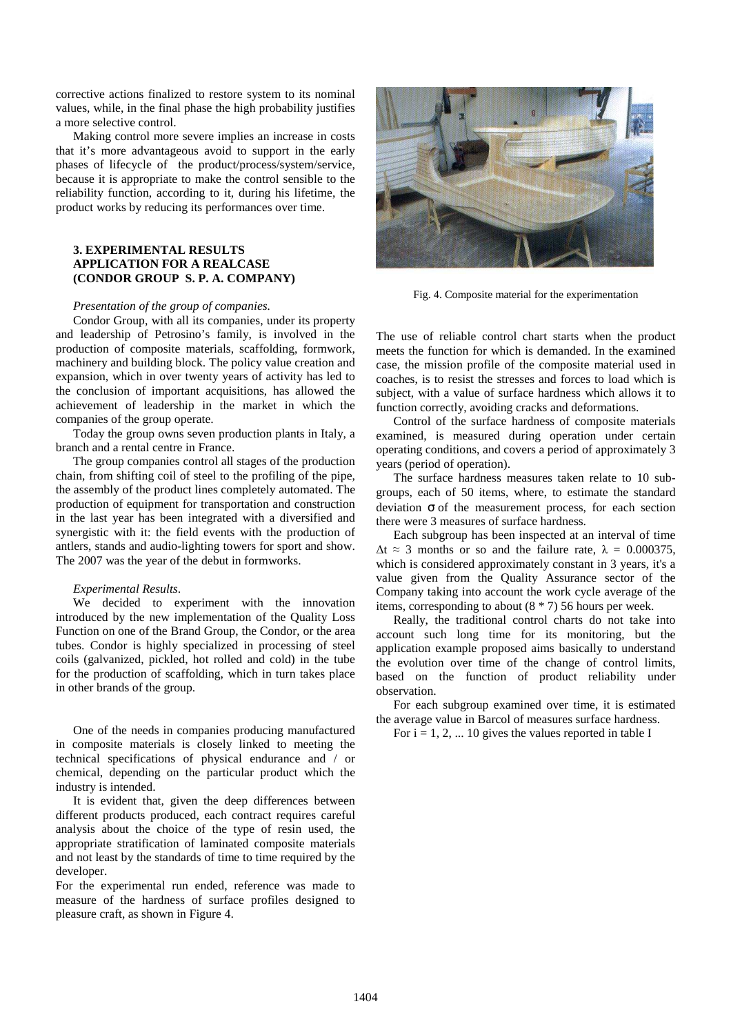corrective actions finalized to restore system to its nominal values, while, in the final phase the high probability justifies a more selective control.

Making control more severe implies an increase in costs that it's more advantageous avoid to support in the early phases of lifecycle of the product/process/system/service, because it is appropriate to make the control sensible to the reliability function, according to it, during his lifetime, the product works by reducing its performances over time.

## 3. EXPERIMENTAL RESULTS APPLICATION FOR A REALCASE (CONDOR GROUP S. P. A. COMPANY)

*Presentation of the group of companies.*

Condor Group, with all its companies, under its property and leadership of Petrosino's family, is involved in the production of composite materials, scaffolding, formwork, machinery and building block. The policy value creation and expansion, which in over twenty years of activity has led to the conclusion of important acquisitions, has allowed the achievement of leadership in the market in which the companies of the group operate.

Today the group owns seven production plants in Italy, a branch and a rental centre in France.

The group companies control all stages of the production chain, from shifting coil of steel to the profiling of the pipe, the assembly of the product lines completely automated. The production of equipment for transportation and construction in the last year has been integrated with a diversified and synergistic with it: the field events with the production of antlers, stands and audio-lighting towers for sport and show. The 2007 was the year of the debut in formworks.

*Experimental Results.*

We decided to experiment with the innovation introduced by the new implementation of the Quality Loss Function on one of the Brand Group, the Condor, or the area tubes. Condor is highly specialized in processing of steel coils (galvanized, pickled, hot rolled and cold) in the tube for the production of scaffolding, which in turn takes place in other brands of the group.

One of the needs in companies producing manufactured in composite materials is closely linked to meeting the technical specifications of physical endurance and / or chemical, depending on the particular product which the industry is intended.

It is evident that, given the deep differences between different products produced, each contract requires careful analysis about the choice of the type of resin used, the appropriate stratification of laminated composite materials and not least by the standards of time to time required by the developer.

For the experimental run ended, reference was made to measure of the hardness of surface profiles designed to pleasure craft, as shown in Figure 4.

Fig. 4. Composite material for the experimentation

The use of reliable control chart starts when the product meets the function for which is demanded. In the examined case, the mission profile of the composite material used in coaches, is to resist the stresses and forces to load which is subject, with a value of surface hardness which allows it to function correctly, avoiding cracks and deformations.

Control of the surface hardness of composite materials examined, is measured during operation under certain operating conditions, and covers a period of approximately 3 years (period of operation).

The surface hardness measures taken relate to 10 sub-groups, each of 50 items, where, to estimate the standard deviation $\sigma$ of the measurement process, for each section there were 3 measures of surface hardness.

Each subgroup has been inspected at an interval of time $\Delta t \approx 3$ months or so and the failure rate, $\lambda = 0.000375$, which is considered approximately constant in 3 years, it's a value given from the Quality Assurance sector of the Company taking into account the work cycle average of the items, corresponding to about (8 * 7) 56 hours per week.

Really, the traditional control charts do not take into account such long time for its monitoring, but the application example proposed aims basically to understand the evolution over time of the change of control limits, based on the function of product reliability under observation.

For each subgroup examined over time, it is estimated the average value in Barcol of measures surface hardness.

For i = 1, 2, ... 10 gives the values reported in table I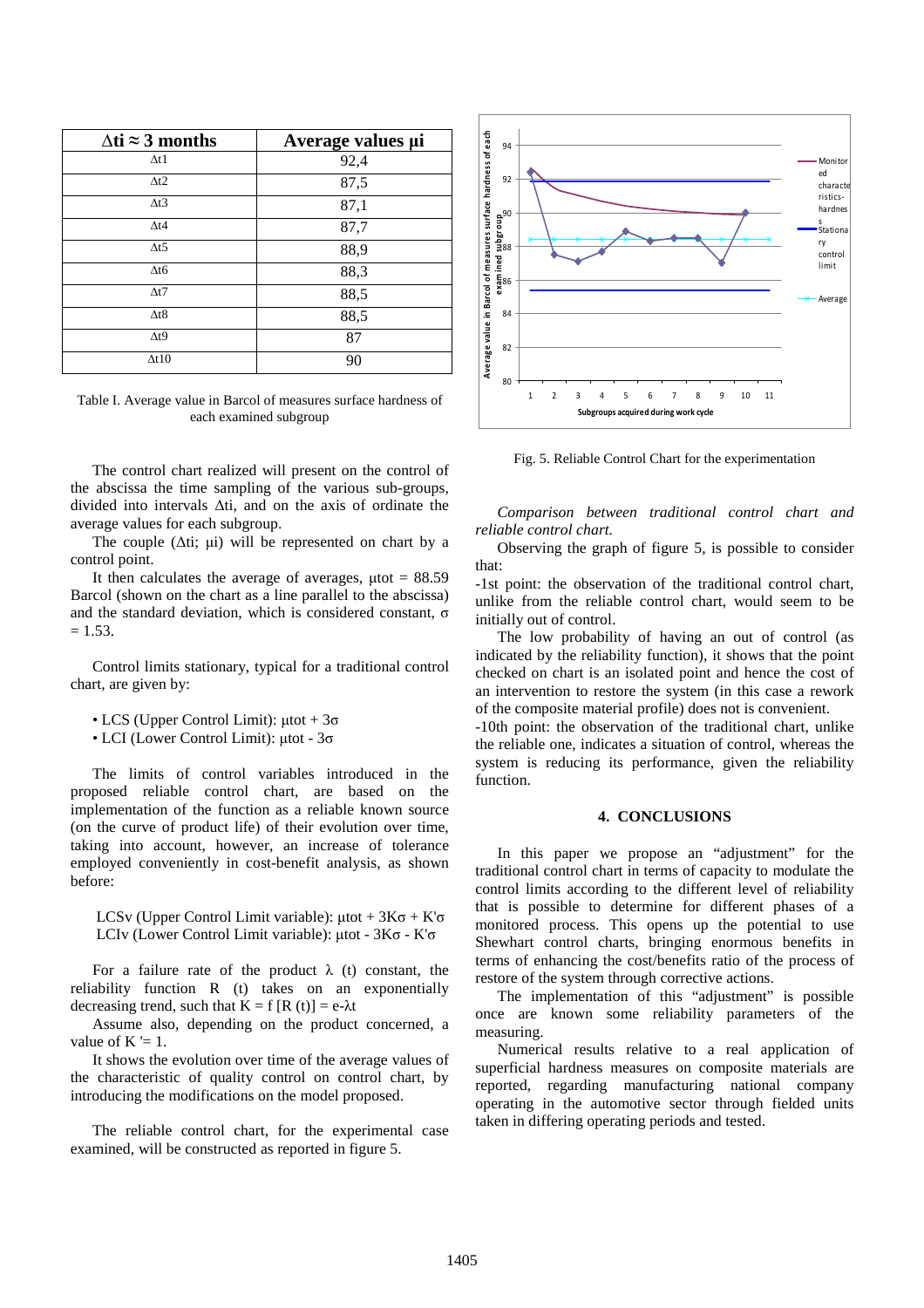| $\Delta ti \approx 3$ months | Average values $\mu i$ |
|---|---|
| $\Delta t1$ | 92,4 |
| $\Delta t2$ | 87,5 |
| $\Delta t3$ | 87,1 |
| $\Delta t4$ | 87,7 |
| $\Delta t5$ | 88,9 |
| $\Delta t6$ | 88,3 |
| $\Delta t7$ | 88,5 |
| $\Delta t8$ | 88,5 |
| $\Delta t9$ | 87 |
| $\Delta t10$ | 90 |

Table I. Average value in Barcol of measures surface hardness of each examined subgroup

The control chart realized will present on the control of the abscissa the time sampling of the various sub-groups, divided into intervals $\Delta ti$, and on the axis of ordinate the average values for each subgroup.

The couple ($\Delta ti$; $\mu i$) will be represented on chart by a control point.

It then calculates the average of averages, $\mu tot = 88.59$ Barcol (shown on the chart as a line parallel to the abscissa) and the standard deviation, which is considered constant, $\sigma = 1.53$.

Control limits stationary, typical for a traditional control chart, are given by:

- LCS (Upper Control Limit): $\mu tot + 3\sigma$
- LCI (Lower Control Limit): $\mu tot - 3\sigma$

The limits of control variables introduced in the proposed reliable control chart, are based on the implementation of the function as a reliable known source (on the curve of product life) of their evolution over time, taking into account, however, an increase of tolerance employed conveniently in cost-benefit analysis, as shown before:

LCSv (Upper Control Limit variable): $\mu tot + 3K\sigma + K'\sigma$
LCIv (Lower Control Limit variable): $\mu tot - 3K\sigma - K'\sigma$

For a failure rate of the product $\lambda$ (t) constant, the reliability function R (t) takes on an exponentially decreasing trend, such that $K = f[R(t)] = e^{-\lambda t}$

Assume also, depending on the product concerned, a value of $K' = 1$.

It shows the evolution over time of the average values of the characteristic of quality control on control chart, by introducing the modifications on the model proposed.

The reliable control chart, for the experimental case examined, will be constructed as reported in figure 5.

Fig. 5. Reliable Control Chart for the experimentation

*Comparison between traditional control chart and reliable control chart.*

Observing the graph of figure 5, is possible to consider that:

-1st point: the observation of the traditional control chart, unlike from the reliable control chart, would seem to be initially out of control.

The low probability of having an out of control (as indicated by the reliability function), it shows that the point checked on chart is an isolated point and hence the cost of an intervention to restore the system (in this case a rework of the composite material profile) does not is convenient.

-10th point: the observation of the traditional chart, unlike the reliable one, indicates a situation of control, whereas the system is reducing its performance, given the reliability function.

## 4. CONCLUSIONS

In this paper we propose an "adjustment" for the traditional control chart in terms of capacity to modulate the control limits according to the different level of reliability that is possible to determine for different phases of a monitored process. This opens up the potential to use Shewhart control charts, bringing enormous benefits in terms of enhancing the cost/benefits ratio of the process of restore of the system through corrective actions.

The implementation of this "adjustment" is possible once are known some reliability parameters of the measuring.

Numerical results relative to a real application of superficial hardness measures on composite materials are reported, regarding manufacturing national company operating in the automotive sector through fielded units taken in differing operating periods and tested.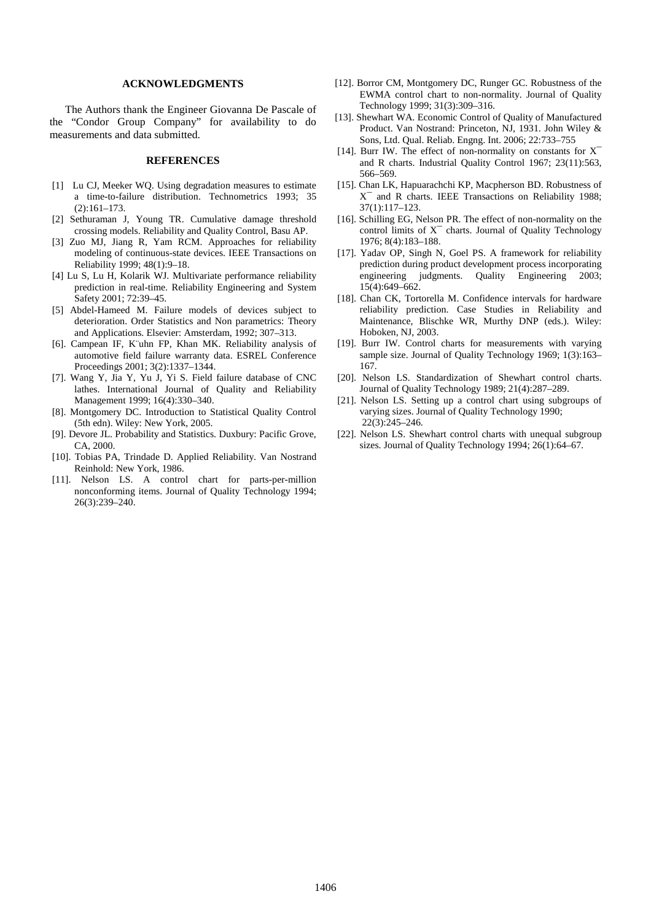## ACKNOWLEDGMENTS

The Authors thank the Engineer Giovanna De Pascale of the "Condor Group Company" for availability to do measurements and data submitted.

## REFERENCES

[1] Lu CJ, Meeker WQ. Using degradation measures to estimate a time-to-failure distribution. Technometrics 1993; 35 (2):161–173.

[2] Sethuraman J, Young TR. Cumulative damage threshold crossing models. Reliability and Quality Control, Basu AP.

[3] Zuo MJ, Jiang R, Yam RCM. Approaches for reliability modeling of continuous-state devices. IEEE Transactions on Reliability 1999; 48(1):9–18.

[4] Lu S, Lu H, Kolarik WJ. Multivariate performance reliability prediction in real-time. Reliability Engineering and System Safety 2001; 72:39–45.

[5] Abdel-Hameed M. Failure models of devices subject to deterioration. Order Statistics and Non parametrics: Theory and Applications. Elsevier: Amsterdam, 1992; 307–313.

[6]. Campean IF, K¨uhn FP, Khan MK. Reliability analysis of automotive field failure warranty data. ESREL Conference Proceedings 2001; 3(2):1337–1344.

[7]. Wang Y, Jia Y, Yu J, Yi S. Field failure database of CNC lathes. International Journal of Quality and Reliability Management 1999; 16(4):330–340.

[8]. Montgomery DC. Introduction to Statistical Quality Control (5th edn). Wiley: New York, 2005.

[9]. Devore JL. Probability and Statistics. Duxbury: Pacific Grove, CA, 2000.

[10]. Tobias PA, Trindade D. Applied Reliability. Van Nostrand Reinhold: New York, 1986.

[11]. Nelson LS. A control chart for parts-per-million nonconforming items. Journal of Quality Technology 1994; 26(3):239–240.

[12]. Borror CM, Montgomery DC, Runger GC. Robustness of the EWMA control chart to non-normality. Journal of Quality Technology 1999; 31(3):309–316.

[13]. Shewhart WA. Economic Control of Quality of Manufactured Product. Van Nostrand: Princeton, NJ, 1931. John Wiley & Sons, Ltd. Qual. Reliab. Engng. Int. 2006; 22:733–755

[14]. Burr IW. The effect of non-normality on constants for X¯ and R charts. Industrial Quality Control 1967; 23(11):563, 566–569.

[15]. Chan LK, Hapuarachchi KP, Macpherson BD. Robustness of X¯ and R charts. IEEE Transactions on Reliability 1988; 37(1):117–123.

[16]. Schilling EG, Nelson PR. The effect of non-normality on the control limits of X¯ charts. Journal of Quality Technology 1976; 8(4):183–188.

[17]. Yadav OP, Singh N, Goel PS. A framework for reliability prediction during product development process incorporating engineering judgments. Quality Engineering 2003; 15(4):649–662.

[18]. Chan CK, Tortorella M. Confidence intervals for hardware reliability prediction. Case Studies in Reliability and Maintenance, Blischke WR, Murthy DNP (eds.). Wiley: Hoboken, NJ, 2003.

[19]. Burr IW. Control charts for measurements with varying sample size. Journal of Quality Technology 1969; 1(3):163–167.

[20]. Nelson LS. Standardization of Shewhart control charts. Journal of Quality Technology 1989; 21(4):287–289.

[21]. Nelson LS. Setting up a control chart using subgroups of varying sizes. Journal of Quality Technology 1990; 22(3):245–246.

[22]. Nelson LS. Shewhart control charts with unequal subgroup sizes. Journal of Quality Technology 1994; 26(1):64–67.